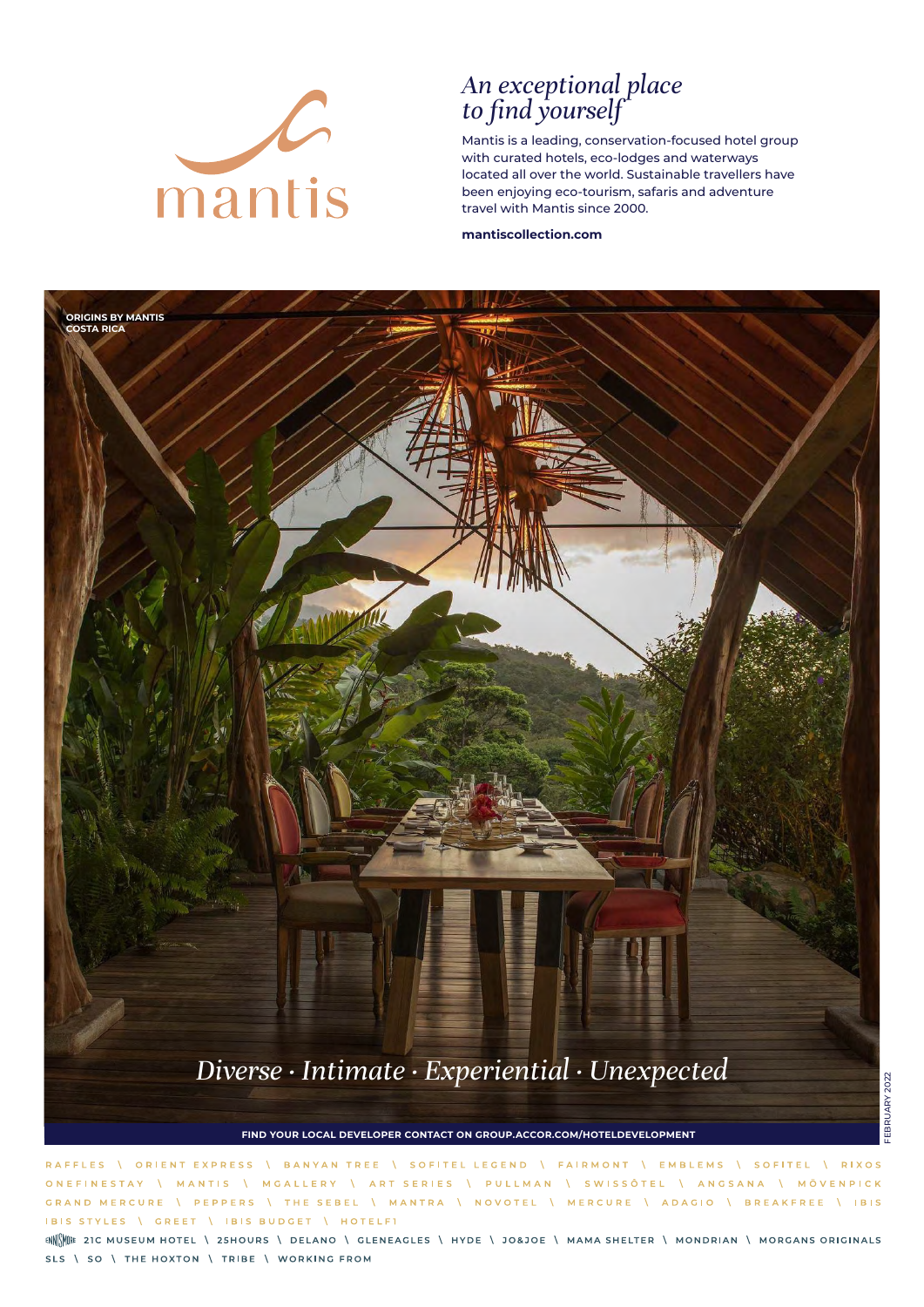mantis

## *An exceptional place to find yourself*

Mantis is a leading, conservation-focused hotel group with curated hotels, eco-lodges and waterways located all over the world. Sustainable travellers have been enjoying eco-tourism, safaris and adventure travel with Mantis since 2000.

**mantiscollection.com**

**ORIGINS BY MANTIS COSTA RICA**

*Diverse · Intimate · Experiential · Unexpected*

**FIND YOUR LOCAL DEVELOPER CONTACT ON GROUP.ACCOR.COM/HOTELDEVELOPMENT**

FEBRUARY 2022

RAFFLES \ ORIENT EXPRESS \ BANYAN TREE \ SOFITEL LEGEND \ FAIRMONT \ EMBLEMS \ SOFITEL \ RIXOS ONEFINESTAY \ MANTIS \ MGALLERY \ ART SERIES \ PULLMAN \ SWISSÔTEL \ ANGSANA \ MÖVENPICK GRAND MERCURE \ PEPPERS \ THE SEBEL \ MANTRA \ NOVOTEL \ MERCURE \ ADAGIO \ BREAKFREE \ IBIS IBIS STYLES \ GREET \ IBIS BUDGET \ HOTELF1

ENNISMORE 21C MUSEUM HOTEL \ 25HOURS \ DELANO \ GLENEAGLES \ HYDE \ JO&JOE \ MAMA SHELTER \ MONDRIAN \ MORGANS ORIGINALS SLS \ SO \ THE HOXTON \ TRIBE \ WORKING FROM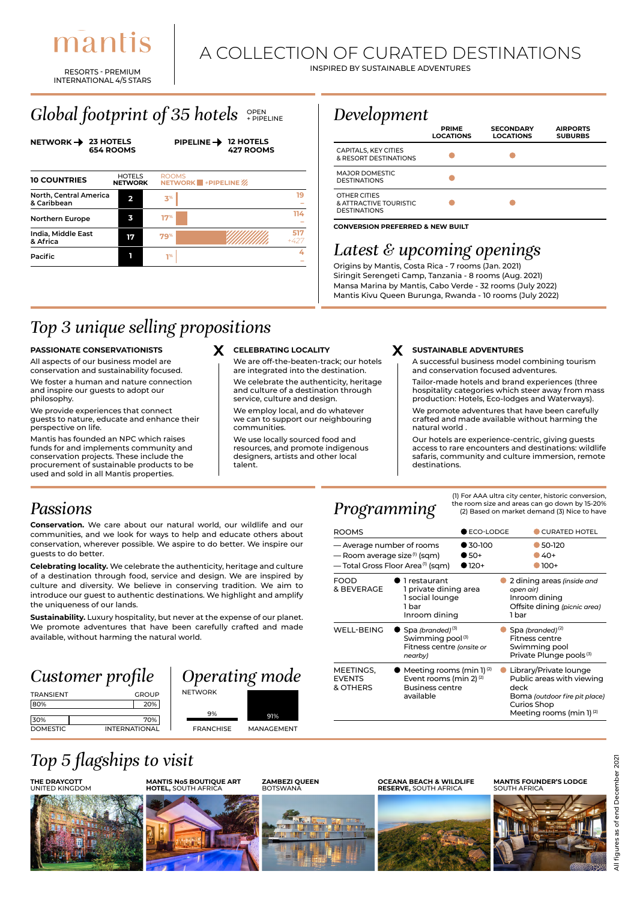mantis

RESORTS - PREMIUM INTERNATIONAL 4/5 STARS

# A COLLECTION OF CURATED DESTINATIONS

INSPIRED BY SUSTAINABLE ADVENTURES

## Global footprint of 35 hotels

OPEN + PIPELINE

NETWORK → 23 HOTELS 654 ROOMS

PIPELINE → 12 HOTELS 427 ROOMS

| 10 COUNTRIES | HOTELS NETWORK | ROOMS NETWORK +PIPELINE | |
|---|---|---|---|
| North, Central America & Caribbean | 2 | 3% | 19 – |
| Northern Europe | 3 | 17% | 114 – |
| India, Middle East & Africa | 17 | 79% | 517 +427 |
| Pacific | 1 | 1% | 4 – |

## Development

| | PRIME LOCATIONS | SECONDARY LOCATIONS | AIRPORTS SUBURBS |
|---|---|---|---|
| CAPITALS, KEY CITIES & RESORT DESTINATIONS | ● | ● | |
| MAJOR DOMESTIC DESTINATIONS | ● | | |
| OTHER CITIES & ATTRACTIVE TOURISTIC DESTINATIONS | ● | ● | |

CONVERSION PREFERRED & NEW BUILT

## Latest & upcoming openings

Origins by Mantis, Costa Rica - 7 rooms (Jan. 2021)
Siringit Serengeti Camp, Tanzania - 8 rooms (Aug. 2021)
Mansa Marina by Mantis, Cabo Verde - 32 rooms (July 2022)
Mantis Kivu Queen Burunga, Rwanda - 10 rooms (July 2022)

## Top 3 unique selling propositions

**PASSIONATE CONSERVATIONISTS**

All aspects of our business model are conservation and sustainability focused.

We foster a human and nature connection and inspire our guests to adopt our philosophy.

We provide experiences that connect guests to nature, educate and enhance their perspective on life.

Mantis has founded an NPC which raises funds for and implements community and conservation projects. These include the procurement of sustainable products to be used and sold in all Mantis properties.

**CELEBRATING LOCALITY**

We are off-the-beaten-track; our hotels are integrated into the destination.

We celebrate the authenticity, heritage and culture of a destination through service, culture and design.

We employ local, and do whatever we can to support our neighbouring communities.

We use locally sourced food and resources, and promote indigenous designers, artists and other local talent.

**SUSTAINABLE ADVENTURES**

A successful business model combining tourism and conservation focused adventures.

Tailor-made hotels and brand experiences (three hospitality categories which steer away from mass production: Hotels, Eco-lodges and Waterways).

We promote adventures that have been carefully crafted and made available without harming the natural world .

Our hotels are experience-centric, giving guests access to rare encounters and destinations: wildlife safaris, community and culture immersion, remote destinations.

## Passions

**Conservation.** We care about our natural world, our wildlife and our communities, and we look for ways to help and educate others about conservation, wherever possible. We aspire to do better. We inspire our guests to do better.

**Celebrating locality.** We celebrate the authenticity, heritage and culture of a destination through food, service and design. We believe in conserving tradition. We aim to introduce our guest to authentic destinations. We highlight and amplify the uniqueness of our lands.

**Sustainability.** Luxury hospitality, but never at the expense of our planet. We promote adventures that have been carefully crafted and made available, without harming the natural world.

## Programming

(1) For AAA ultra city center, historic conversion, the room size and areas can go down by 15-20% (2) Based on market demand (3) Nice to have

| ROOMS | ● ECO-LODGE | ● CURATED HOTEL |
|---|---|---|
| — Average number of rooms | 30-100 | 50-120 |
| — Room average size[1] (sqm) | 50+ | 40+ |
| — Total Gross Floor Area[1] (sqm) | 120+ | 100+ |
| FOOD & BEVERAGE | 1 restaurant<br>1 private dining area<br>1 social lounge<br>1 bar<br>Inroom dining | 2 dining areas *(inside and open air)*<br>Inroom dining<br>Offsite dining *(picnic area)*<br>1 bar |
| WELL-BEING | Spa *(branded)*[3]<br>Swimming pool[3]<br>Fitness centre *(onsite or nearby)* | Spa *(branded)*[2]<br>Fitness centre<br>Swimming pool<br>Private Plunge pools[3] |
| MEETINGS, EVENTS & OTHERS | Meeting rooms (min 1)[2]<br>Event rooms (min 2)[2]<br>Business centre available | Library/Private lounge<br>Public areas with viewing deck<br>Boma *(outdoor fire pit place)*<br>Curios Shop<br>Meeting rooms (min 1)[2] |

## Customer profile

TRANSIENT 80% — GROUP 20%

DOMESTIC 30% — INTERNATIONAL 70%

## Operating mode

NETWORK

9%
FRANCHISE

91%
MANAGEMENT

## Top 5 flagships to visit

**THE DRAYCOTT**, UNITED KINGDOM

**MANTIS No5 BOUTIQUE ART HOTEL**, SOUTH AFRICA

**ZAMBEZI QUEEN**, BOTSWANA

**OCEANA BEACH & WILDLIFE RESERVE**, SOUTH AFRICA

**MANTIS FOUNDER'S LODGE**, SOUTH AFRICA

All figures as of end December 2021